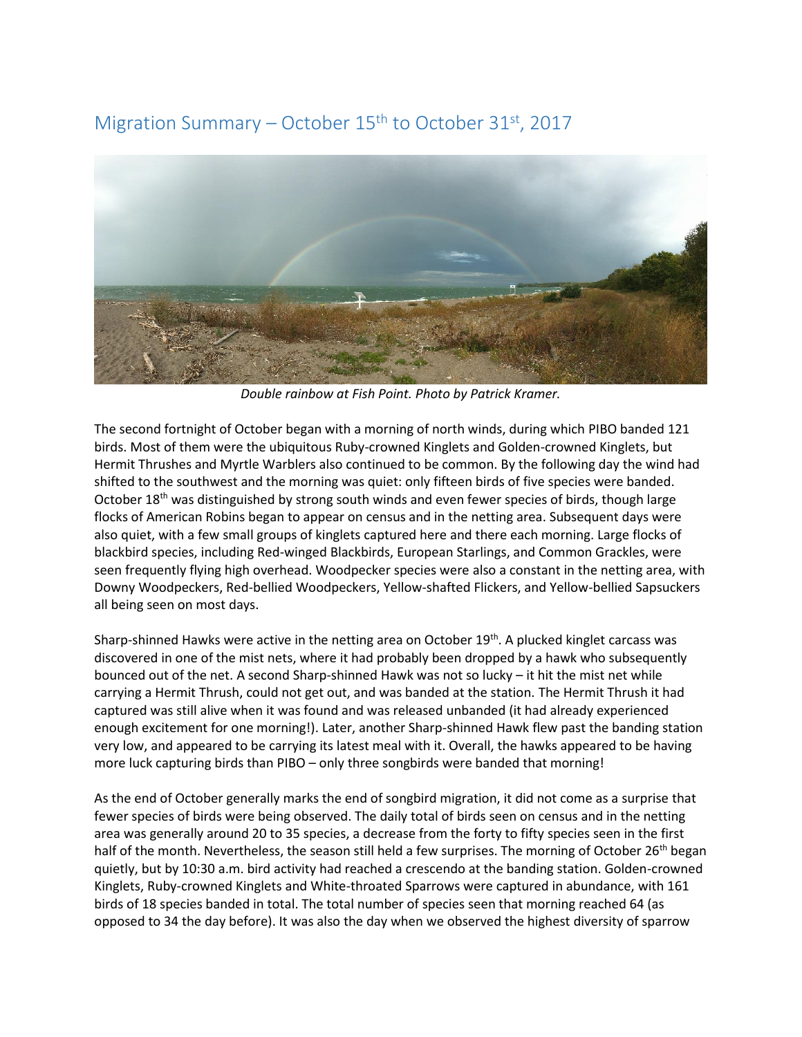# Migration Summary – October 15th to October 31st, 2017

*Double rainbow at Fish Point. Photo by Patrick Kramer.*

The second fortnight of October began with a morning of north winds, during which PIBO banded 121 birds. Most of them were the ubiquitous Ruby-crowned Kinglets and Golden-crowned Kinglets, but Hermit Thrushes and Myrtle Warblers also continued to be common. By the following day the wind had shifted to the southwest and the morning was quiet: only fifteen birds of five species were banded. October 18th was distinguished by strong south winds and even fewer species of birds, though large flocks of American Robins began to appear on census and in the netting area. Subsequent days were also quiet, with a few small groups of kinglets captured here and there each morning. Large flocks of blackbird species, including Red-winged Blackbirds, European Starlings, and Common Grackles, were seen frequently flying high overhead. Woodpecker species were also a constant in the netting area, with Downy Woodpeckers, Red-bellied Woodpeckers, Yellow-shafted Flickers, and Yellow-bellied Sapsuckers all being seen on most days.

Sharp-shinned Hawks were active in the netting area on October 19th. A plucked kinglet carcass was discovered in one of the mist nets, where it had probably been dropped by a hawk who subsequently bounced out of the net. A second Sharp-shinned Hawk was not so lucky – it hit the mist net while carrying a Hermit Thrush, could not get out, and was banded at the station. The Hermit Thrush it had captured was still alive when it was found and was released unbanded (it had already experienced enough excitement for one morning!). Later, another Sharp-shinned Hawk flew past the banding station very low, and appeared to be carrying its latest meal with it. Overall, the hawks appeared to be having more luck capturing birds than PIBO – only three songbirds were banded that morning!

As the end of October generally marks the end of songbird migration, it did not come as a surprise that fewer species of birds were being observed. The daily total of birds seen on census and in the netting area was generally around 20 to 35 species, a decrease from the forty to fifty species seen in the first half of the month. Nevertheless, the season still held a few surprises. The morning of October 26th began quietly, but by 10:30 a.m. bird activity had reached a crescendo at the banding station. Golden-crowned Kinglets, Ruby-crowned Kinglets and White-throated Sparrows were captured in abundance, with 161 birds of 18 species banded in total. The total number of species seen that morning reached 64 (as opposed to 34 the day before). It was also the day when we observed the highest diversity of sparrow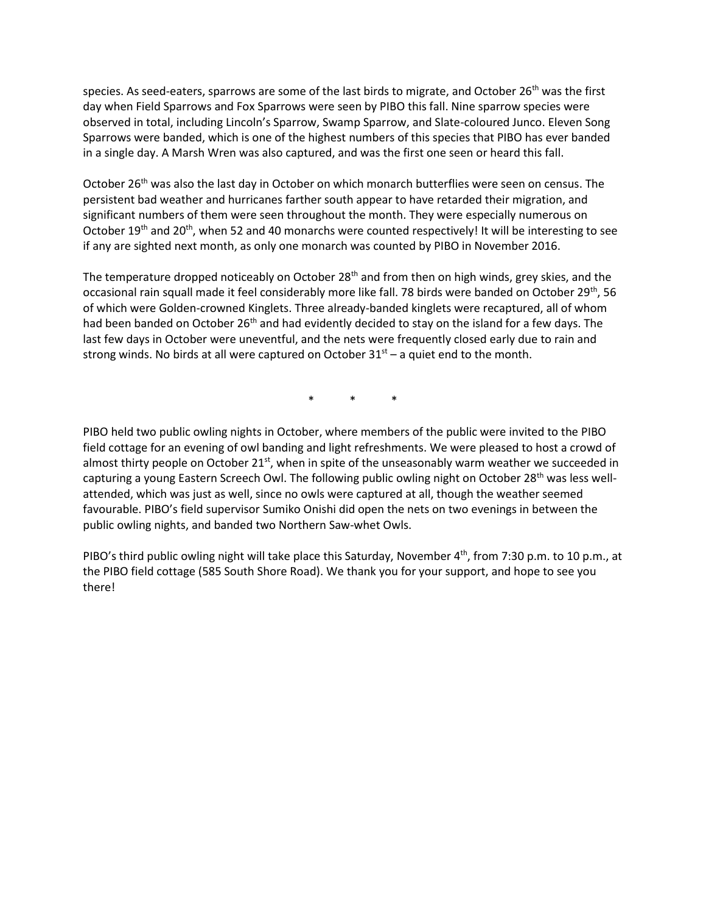species. As seed-eaters, sparrows are some of the last birds to migrate, and October 26th was the first day when Field Sparrows and Fox Sparrows were seen by PIBO this fall. Nine sparrow species were observed in total, including Lincoln's Sparrow, Swamp Sparrow, and Slate-coloured Junco. Eleven Song Sparrows were banded, which is one of the highest numbers of this species that PIBO has ever banded in a single day. A Marsh Wren was also captured, and was the first one seen or heard this fall.

October 26th was also the last day in October on which monarch butterflies were seen on census. The persistent bad weather and hurricanes farther south appear to have retarded their migration, and significant numbers of them were seen throughout the month. They were especially numerous on October 19th and 20th, when 52 and 40 monarchs were counted respectively! It will be interesting to see if any are sighted next month, as only one monarch was counted by PIBO in November 2016.

The temperature dropped noticeably on October 28th and from then on high winds, grey skies, and the occasional rain squall made it feel considerably more like fall. 78 birds were banded on October 29th, 56 of which were Golden-crowned Kinglets. Three already-banded kinglets were recaptured, all of whom had been banded on October 26th and had evidently decided to stay on the island for a few days. The last few days in October were uneventful, and the nets were frequently closed early due to rain and strong winds. No birds at all were captured on October 31st – a quiet end to the month.

\*   \*   \*

PIBO held two public owling nights in October, where members of the public were invited to the PIBO field cottage for an evening of owl banding and light refreshments. We were pleased to host a crowd of almost thirty people on October 21st, when in spite of the unseasonably warm weather we succeeded in capturing a young Eastern Screech Owl. The following public owling night on October 28th was less well-attended, which was just as well, since no owls were captured at all, though the weather seemed favourable. PIBO's field supervisor Sumiko Onishi did open the nets on two evenings in between the public owling nights, and banded two Northern Saw-whet Owls.

PIBO's third public owling night will take place this Saturday, November 4th, from 7:30 p.m. to 10 p.m., at the PIBO field cottage (585 South Shore Road). We thank you for your support, and hope to see you there!